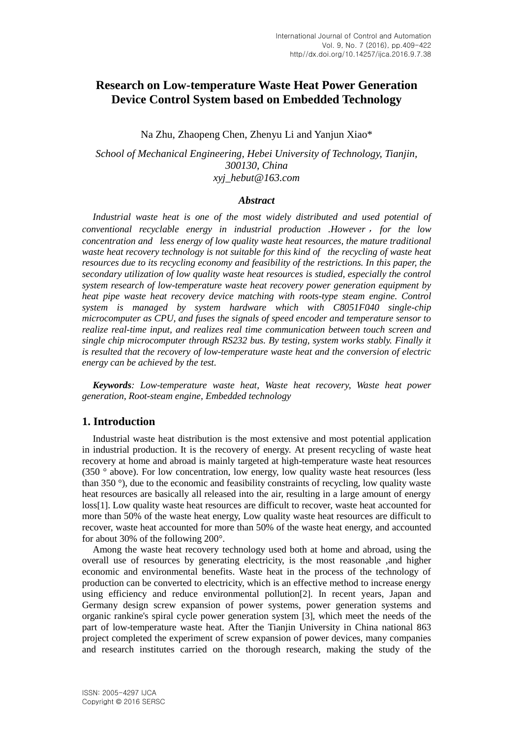# Research on Low-temperature Waste Heat Power Generation Device Control System based on Embedded Technology

Na Zhu, Zhaopeng Chen, Zhenyu Li and Yanjun Xiao*

*School of Mechanical Engineering, Hebei University of Technology, Tianjin, 300130, China*
*xyj_hebut@163.com*

### *Abstract*

*Industrial waste heat is one of the most widely distributed and used potential of conventional recyclable energy in industrial production .However，for the low concentration and less energy of low quality waste heat resources, the mature traditional waste heat recovery technology is not suitable for this kind of the recycling of waste heat resources due to its recycling economy and feasibility of the restrictions. In this paper, the secondary utilization of low quality waste heat resources is studied, especially the control system research of low-temperature waste heat recovery power generation equipment by heat pipe waste heat recovery device matching with roots-type steam engine. Control system is managed by system hardware which with C8051F040 single-chip microcomputer as CPU, and fuses the signals of speed encoder and temperature sensor to realize real-time input, and realizes real time communication between touch screen and single chip microcomputer through RS232 bus. By testing, system works stably. Finally it is resulted that the recovery of low-temperature waste heat and the conversion of electric energy can be achieved by the test.*

***Keywords**: Low-temperature waste heat, Waste heat recovery, Waste heat power generation, Root-steam engine, Embedded technology*

## 1. Introduction

Industrial waste heat distribution is the most extensive and most potential application in industrial production. It is the recovery of energy. At present recycling of waste heat recovery at home and abroad is mainly targeted at high-temperature waste heat resources (350 ° above). For low concentration, low energy, low quality waste heat resources (less than 350 °), due to the economic and feasibility constraints of recycling, low quality waste heat resources are basically all released into the air, resulting in a large amount of energy loss[1]. Low quality waste heat resources are difficult to recover, waste heat accounted for more than 50% of the waste heat energy, Low quality waste heat resources are difficult to recover, waste heat accounted for more than 50% of the waste heat energy, and accounted for about 30% of the following 200°.

Among the waste heat recovery technology used both at home and abroad, using the overall use of resources by generating electricity, is the most reasonable ,and higher economic and environmental benefits. Waste heat in the process of the technology of production can be converted to electricity, which is an effective method to increase energy using efficiency and reduce environmental pollution[2]. In recent years, Japan and Germany design screw expansion of power systems, power generation systems and organic rankine's spiral cycle power generation system [3], which meet the needs of the part of low-temperature waste heat. After the Tianjin University in China national 863 project completed the experiment of screw expansion of power devices, many companies and research institutes carried on the thorough research, making the study of the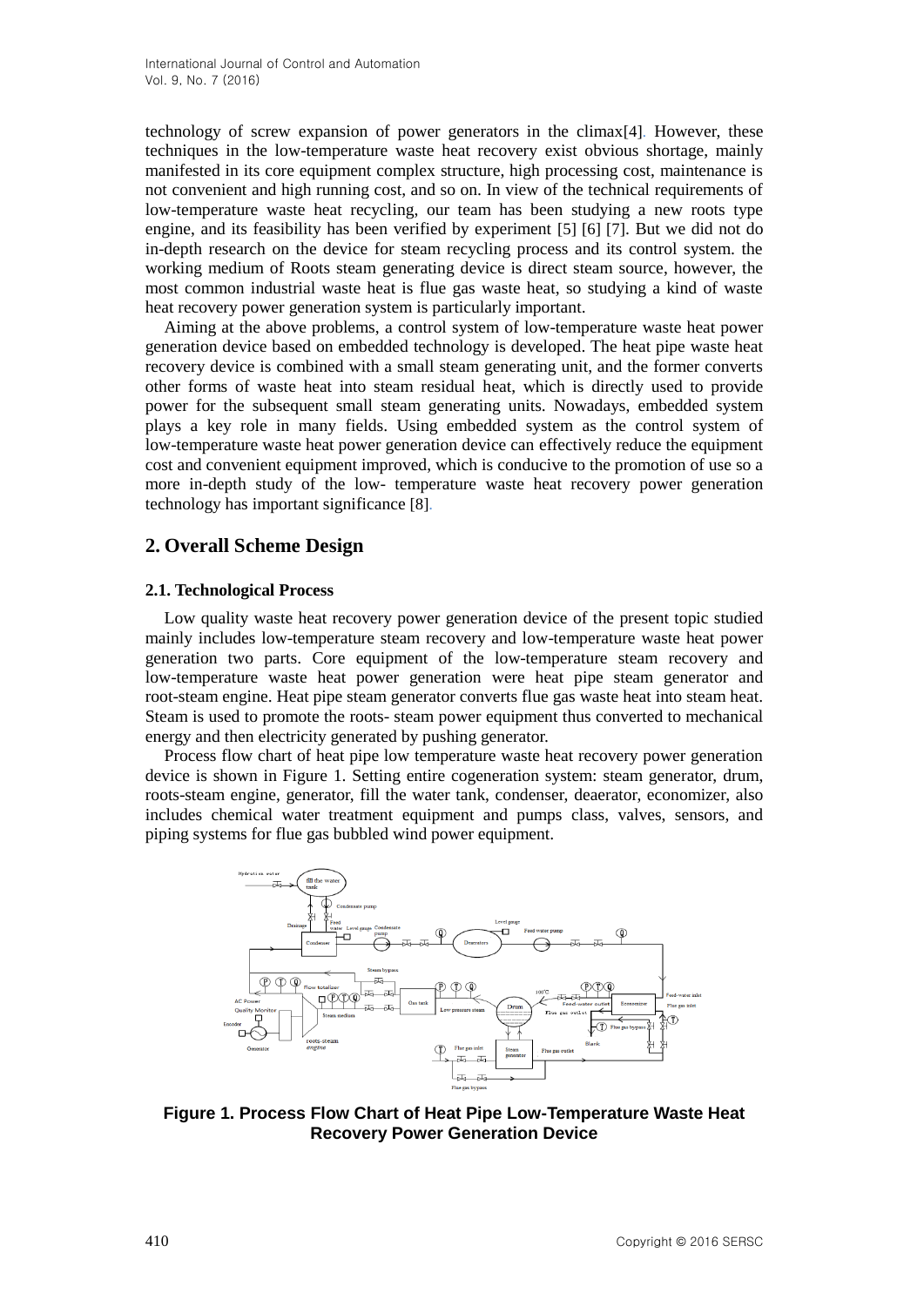technology of screw expansion of power generators in the climax[4]. However, these techniques in the low-temperature waste heat recovery exist obvious shortage, mainly manifested in its core equipment complex structure, high processing cost, maintenance is not convenient and high running cost, and so on. In view of the technical requirements of low-temperature waste heat recycling, our team has been studying a new roots type engine, and its feasibility has been verified by experiment [5] [6] [7]. But we did not do in-depth research on the device for steam recycling process and its control system. the working medium of Roots steam generating device is direct steam source, however, the most common industrial waste heat is flue gas waste heat, so studying a kind of waste heat recovery power generation system is particularly important.

Aiming at the above problems, a control system of low-temperature waste heat power generation device based on embedded technology is developed. The heat pipe waste heat recovery device is combined with a small steam generating unit, and the former converts other forms of waste heat into steam residual heat, which is directly used to provide power for the subsequent small steam generating units. Nowadays, embedded system plays a key role in many fields. Using embedded system as the control system of low-temperature waste heat power generation device can effectively reduce the equipment cost and convenient equipment improved, which is conducive to the promotion of use so a more in-depth study of the low- temperature waste heat recovery power generation technology has important significance [8].

## 2. Overall Scheme Design

### 2.1. Technological Process

Low quality waste heat recovery power generation device of the present topic studied mainly includes low-temperature steam recovery and low-temperature waste heat power generation two parts. Core equipment of the low-temperature steam recovery and low-temperature waste heat power generation were heat pipe steam generator and root-steam engine. Heat pipe steam generator converts flue gas waste heat into steam heat. Steam is used to promote the roots- steam power equipment thus converted to mechanical energy and then electricity generated by pushing generator.

Process flow chart of heat pipe low temperature waste heat recovery power generation device is shown in Figure 1. Setting entire cogeneration system: steam generator, drum, roots-steam engine, generator, fill the water tank, condenser, deaerator, economizer, also includes chemical water treatment equipment and pumps class, valves, sensors, and piping systems for flue gas bubbled wind power equipment.

**Figure 1. Process Flow Chart of Heat Pipe Low-Temperature Waste Heat Recovery Power Generation Device**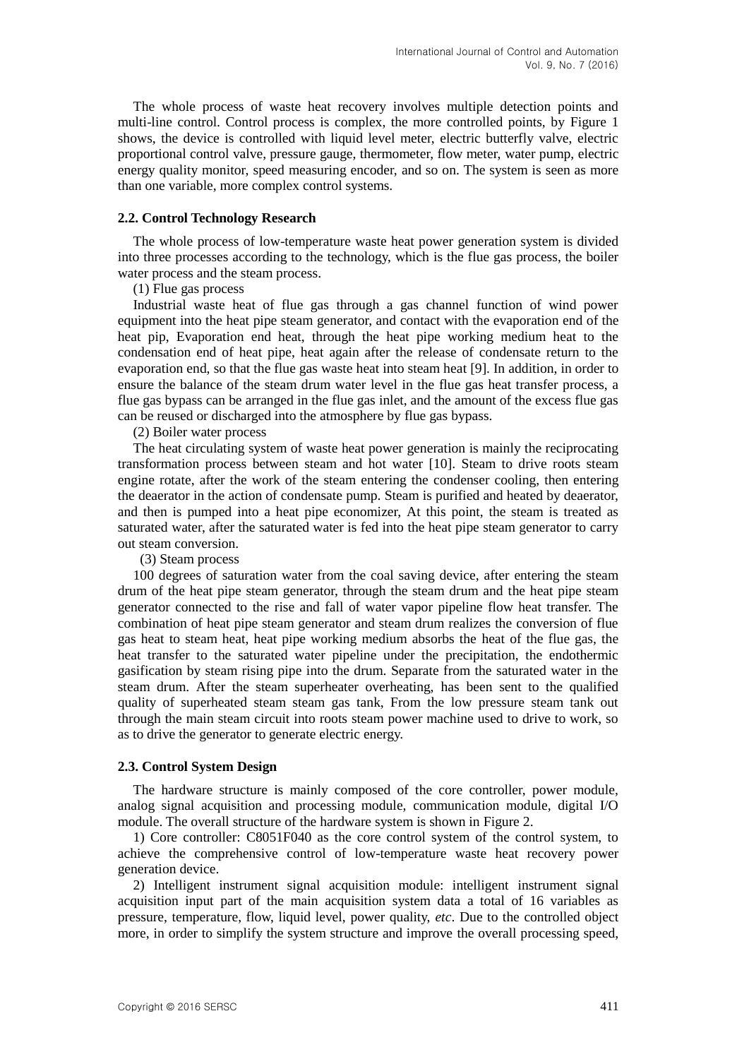The whole process of waste heat recovery involves multiple detection points and multi-line control. Control process is complex, the more controlled points, by Figure 1 shows, the device is controlled with liquid level meter, electric butterfly valve, electric proportional control valve, pressure gauge, thermometer, flow meter, water pump, electric energy quality monitor, speed measuring encoder, and so on. The system is seen as more than one variable, more complex control systems.

### 2.2. Control Technology Research

The whole process of low-temperature waste heat power generation system is divided into three processes according to the technology, which is the flue gas process, the boiler water process and the steam process.

(1) Flue gas process

Industrial waste heat of flue gas through a gas channel function of wind power equipment into the heat pipe steam generator, and contact with the evaporation end of the heat pip, Evaporation end heat, through the heat pipe working medium heat to the condensation end of heat pipe, heat again after the release of condensate return to the evaporation end, so that the flue gas waste heat into steam heat [9]. In addition, in order to ensure the balance of the steam drum water level in the flue gas heat transfer process, a flue gas bypass can be arranged in the flue gas inlet, and the amount of the excess flue gas can be reused or discharged into the atmosphere by flue gas bypass.

(2) Boiler water process

The heat circulating system of waste heat power generation is mainly the reciprocating transformation process between steam and hot water [10]. Steam to drive roots steam engine rotate, after the work of the steam entering the condenser cooling, then entering the deaerator in the action of condensate pump. Steam is purified and heated by deaerator, and then is pumped into a heat pipe economizer, At this point, the steam is treated as saturated water, after the saturated water is fed into the heat pipe steam generator to carry out steam conversion.

(3) Steam process

100 degrees of saturation water from the coal saving device, after entering the steam drum of the heat pipe steam generator, through the steam drum and the heat pipe steam generator connected to the rise and fall of water vapor pipeline flow heat transfer. The combination of heat pipe steam generator and steam drum realizes the conversion of flue gas heat to steam heat, heat pipe working medium absorbs the heat of the flue gas, the heat transfer to the saturated water pipeline under the precipitation, the endothermic gasification by steam rising pipe into the drum. Separate from the saturated water in the steam drum. After the steam superheater overheating, has been sent to the qualified quality of superheated steam steam gas tank, From the low pressure steam tank out through the main steam circuit into roots steam power machine used to drive to work, so as to drive the generator to generate electric energy.

### 2.3. Control System Design

The hardware structure is mainly composed of the core controller, power module, analog signal acquisition and processing module, communication module, digital I/O module. The overall structure of the hardware system is shown in Figure 2.

1) Core controller: C8051F040 as the core control system of the control system, to achieve the comprehensive control of low-temperature waste heat recovery power generation device.

2) Intelligent instrument signal acquisition module: intelligent instrument signal acquisition input part of the main acquisition system data a total of 16 variables as pressure, temperature, flow, liquid level, power quality, *etc*. Due to the controlled object more, in order to simplify the system structure and improve the overall processing speed,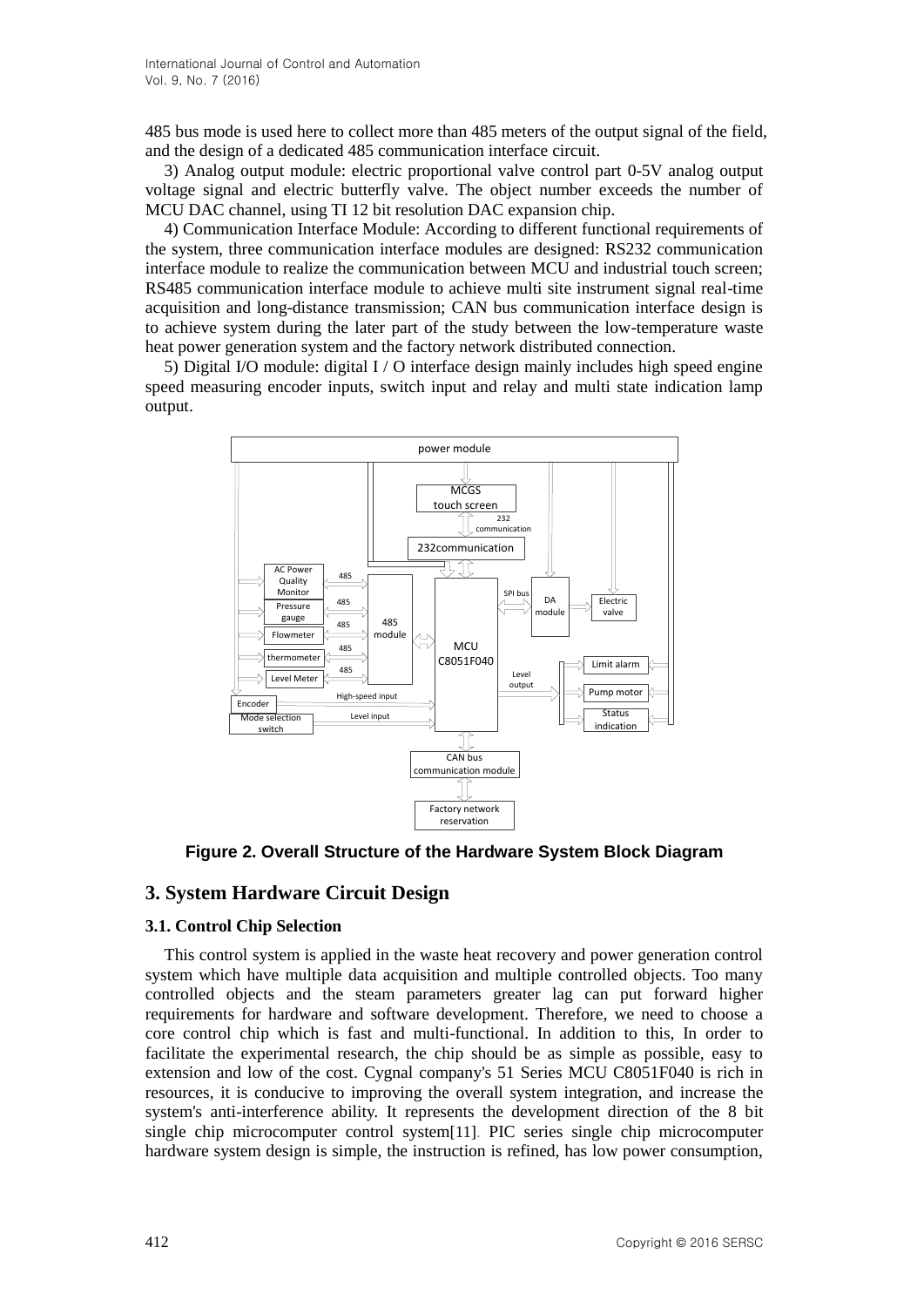485 bus mode is used here to collect more than 485 meters of the output signal of the field, and the design of a dedicated 485 communication interface circuit.

3) Analog output module: electric proportional valve control part 0-5V analog output voltage signal and electric butterfly valve. The object number exceeds the number of MCU DAC channel, using TI 12 bit resolution DAC expansion chip.

4) Communication Interface Module: According to different functional requirements of the system, three communication interface modules are designed: RS232 communication interface module to realize the communication between MCU and industrial touch screen; RS485 communication interface module to achieve multi site instrument signal real-time acquisition and long-distance transmission; CAN bus communication interface design is to achieve system during the later part of the study between the low-temperature waste heat power generation system and the factory network distributed connection.

5) Digital I/O module: digital I / O interface design mainly includes high speed engine speed measuring encoder inputs, switch input and relay and multi state indication lamp output.

**Figure 2. Overall Structure of the Hardware System Block Diagram**

## 3. System Hardware Circuit Design

### 3.1. Control Chip Selection

This control system is applied in the waste heat recovery and power generation control system which have multiple data acquisition and multiple controlled objects. Too many controlled objects and the steam parameters greater lag can put forward higher requirements for hardware and software development. Therefore, we need to choose a core control chip which is fast and multi-functional. In addition to this, In order to facilitate the experimental research, the chip should be as simple as possible, easy to extension and low of the cost. Cygnal company's 51 Series MCU C8051F040 is rich in resources, it is conducive to improving the overall system integration, and increase the system's anti-interference ability. It represents the development direction of the 8 bit single chip microcomputer control system[11]. PIC series single chip microcomputer hardware system design is simple, the instruction is refined, has low power consumption,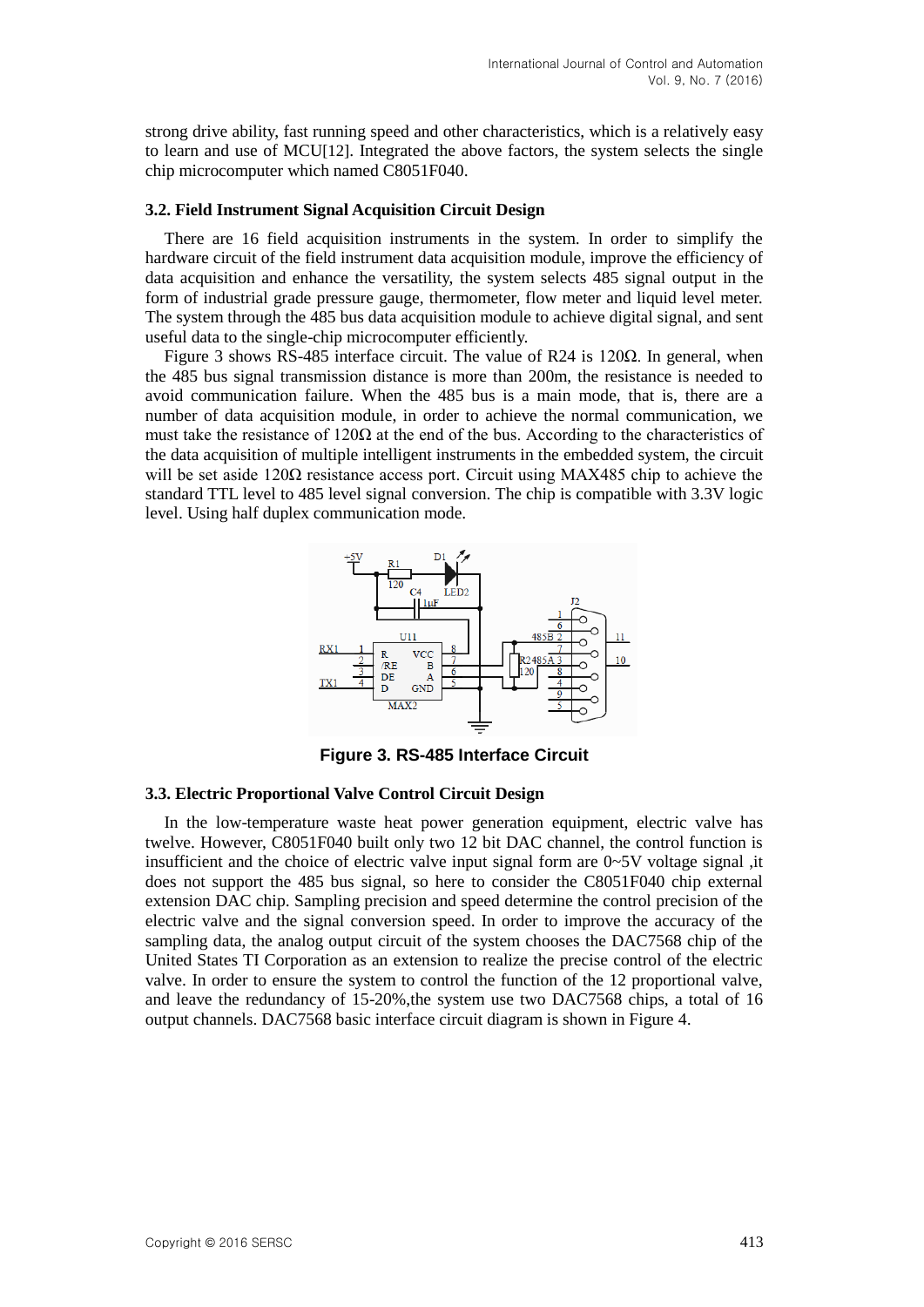strong drive ability, fast running speed and other characteristics, which is a relatively easy to learn and use of MCU[12]. Integrated the above factors, the system selects the single chip microcomputer which named C8051F040.

### 3.2. Field Instrument Signal Acquisition Circuit Design

There are 16 field acquisition instruments in the system. In order to simplify the hardware circuit of the field instrument data acquisition module, improve the efficiency of data acquisition and enhance the versatility, the system selects 485 signal output in the form of industrial grade pressure gauge, thermometer, flow meter and liquid level meter. The system through the 485 bus data acquisition module to achieve digital signal, and sent useful data to the single-chip microcomputer efficiently.

Figure 3 shows RS-485 interface circuit. The value of R24 is 120Ω. In general, when the 485 bus signal transmission distance is more than 200m, the resistance is needed to avoid communication failure. When the 485 bus is a main mode, that is, there are a number of data acquisition module, in order to achieve the normal communication, we must take the resistance of 120Ω at the end of the bus. According to the characteristics of the data acquisition of multiple intelligent instruments in the embedded system, the circuit will be set aside 120Ω resistance access port. Circuit using MAX485 chip to achieve the standard TTL level to 485 level signal conversion. The chip is compatible with 3.3V logic level. Using half duplex communication mode.

**Figure 3. RS-485 Interface Circuit**

### 3.3. Electric Proportional Valve Control Circuit Design

In the low-temperature waste heat power generation equipment, electric valve has twelve. However, C8051F040 built only two 12 bit DAC channel, the control function is insufficient and the choice of electric valve input signal form are 0~5V voltage signal ,it does not support the 485 bus signal, so here to consider the C8051F040 chip external extension DAC chip. Sampling precision and speed determine the control precision of the electric valve and the signal conversion speed. In order to improve the accuracy of the sampling data, the analog output circuit of the system chooses the DAC7568 chip of the United States TI Corporation as an extension to realize the precise control of the electric valve. In order to ensure the system to control the function of the 12 proportional valve, and leave the redundancy of 15-20%,the system use two DAC7568 chips, a total of 16 output channels. DAC7568 basic interface circuit diagram is shown in Figure 4.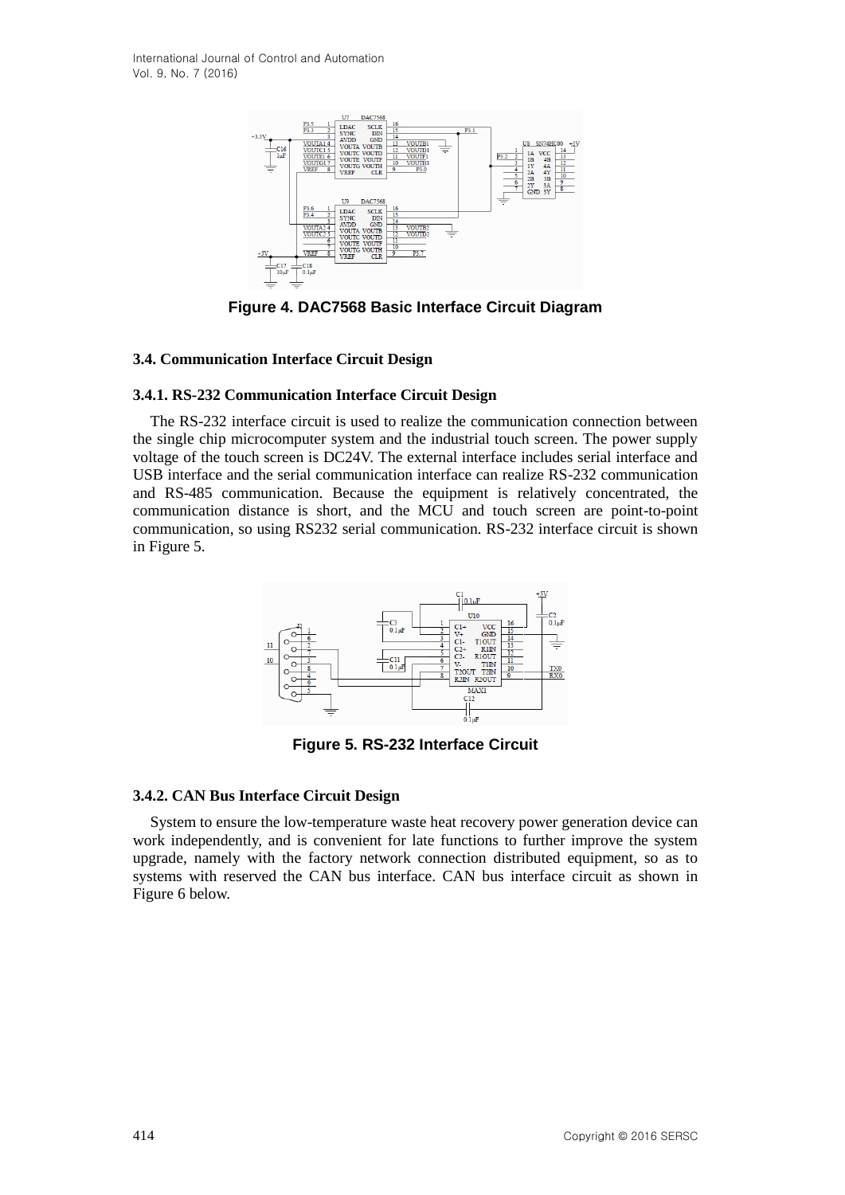**Figure 4. DAC7568 Basic Interface Circuit Diagram**

### 3.4. Communication Interface Circuit Design

#### 3.4.1. RS-232 Communication Interface Circuit Design

The RS-232 interface circuit is used to realize the communication connection between the single chip microcomputer system and the industrial touch screen. The power supply voltage of the touch screen is DC24V. The external interface includes serial interface and USB interface and the serial communication interface can realize RS-232 communication and RS-485 communication. Because the equipment is relatively concentrated, the communication distance is short, and the MCU and touch screen are point-to-point communication, so using RS232 serial communication. RS-232 interface circuit is shown in Figure 5.

**Figure 5. RS-232 Interface Circuit**

#### 3.4.2. CAN Bus Interface Circuit Design

System to ensure the low-temperature waste heat recovery power generation device can work independently, and is convenient for late functions to further improve the system upgrade, namely with the factory network connection distributed equipment, so as to systems with reserved the CAN bus interface. CAN bus interface circuit as shown in Figure 6 below.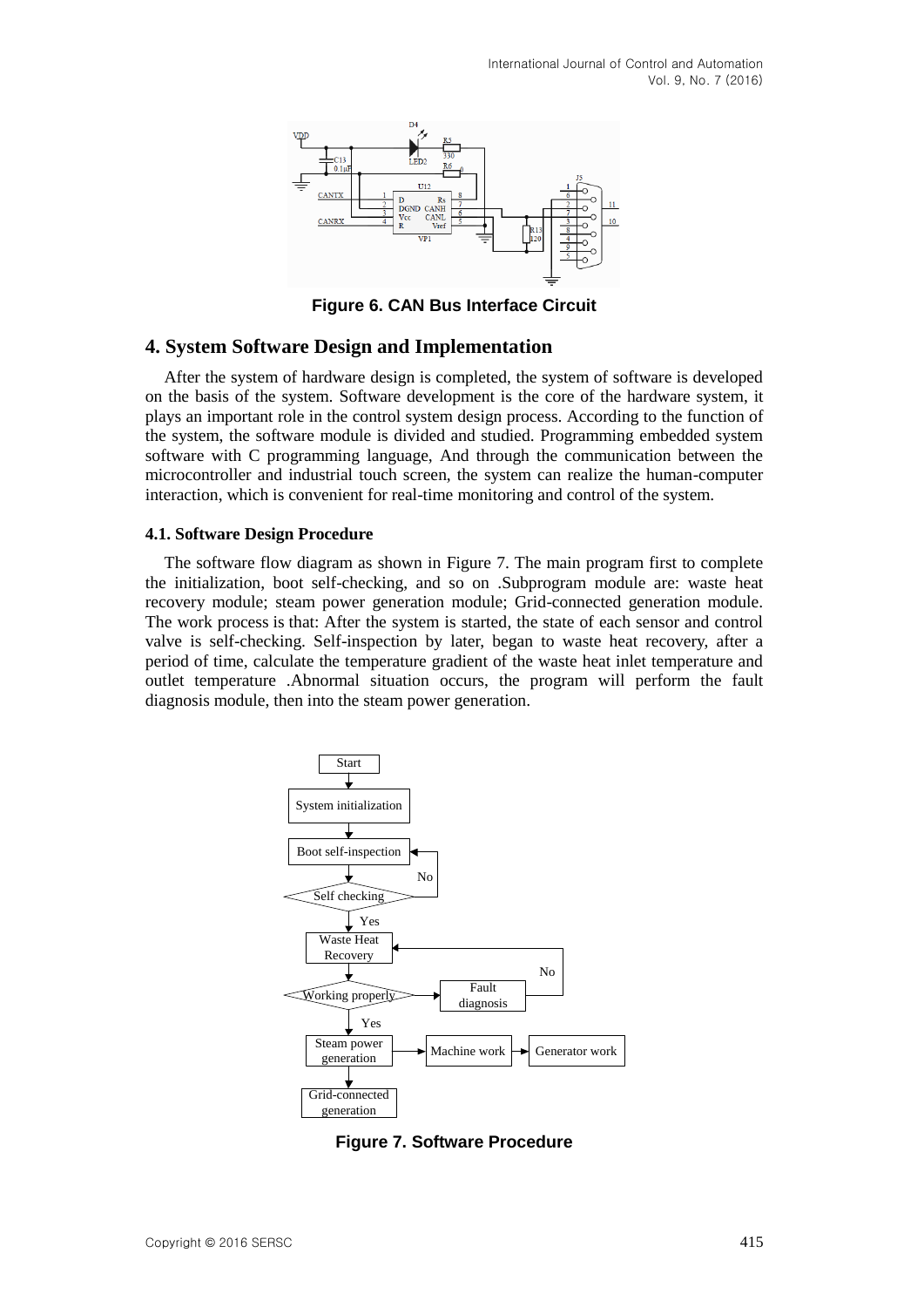Figure 6. CAN Bus Interface Circuit

## 4. System Software Design and Implementation

After the system of hardware design is completed, the system of software is developed on the basis of the system. Software development is the core of the hardware system, it plays an important role in the control system design process. According to the function of the system, the software module is divided and studied. Programming embedded system software with C programming language, And through the communication between the microcontroller and industrial touch screen, the system can realize the human-computer interaction, which is convenient for real-time monitoring and control of the system.

### 4.1. Software Design Procedure

The software flow diagram as shown in Figure 7. The main program first to complete the initialization, boot self-checking, and so on .Subprogram module are: waste heat recovery module; steam power generation module; Grid-connected generation module. The work process is that: After the system is started, the state of each sensor and control valve is self-checking. Self-inspection by later, began to waste heat recovery, after a period of time, calculate the temperature gradient of the waste heat inlet temperature and outlet temperature .Abnormal situation occurs, the program will perform the fault diagnosis module, then into the steam power generation.

Figure 7. Software Procedure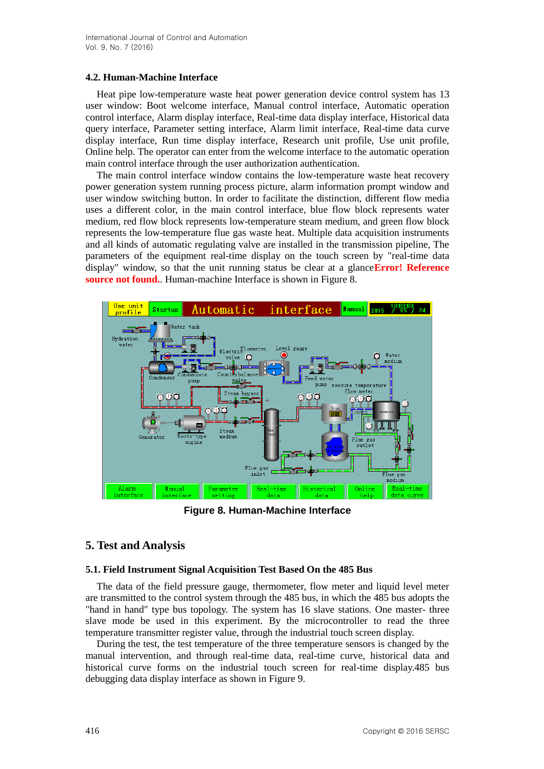### 4.2. Human-Machine Interface

Heat pipe low-temperature waste heat power generation device control system has 13 user window: Boot welcome interface, Manual control interface, Automatic operation control interface, Alarm display interface, Real-time data display interface, Historical data query interface, Parameter setting interface, Alarm limit interface, Real-time data curve display interface, Run time display interface, Research unit profile, Use unit profile, Online help. The operator can enter from the welcome interface to the automatic operation main control interface through the user authorization authentication.

The main control interface window contains the low-temperature waste heat recovery power generation system running process picture, alarm information prompt window and user window switching button. In order to facilitate the distinction, different flow media uses a different color, in the main control interface, blue flow block represents water medium, red flow block represents low-temperature steam medium, and green flow block represents the low-temperature flue gas waste heat. Multiple data acquisition instruments and all kinds of automatic regulating valve are installed in the transmission pipeline, The parameters of the equipment real-time display on the touch screen by "real-time data display" window, so that the unit running status be clear at a glance**Error! Reference source not found.**. Human-machine Interface is shown in Figure 8.

**Figure 8. Human-Machine Interface**

## 5. Test and Analysis

### 5.1. Field Instrument Signal Acquisition Test Based On the 485 Bus

The data of the field pressure gauge, thermometer, flow meter and liquid level meter are transmitted to the control system through the 485 bus, in which the 485 bus adopts the "hand in hand" type bus topology. The system has 16 slave stations. One master- three slave mode be used in this experiment. By the microcontroller to read the three temperature transmitter register value, through the industrial touch screen display.

During the test, the test temperature of the three temperature sensors is changed by the manual intervention, and through real-time data, real-time curve, historical data and historical curve forms on the industrial touch screen for real-time display.485 bus debugging data display interface as shown in Figure 9.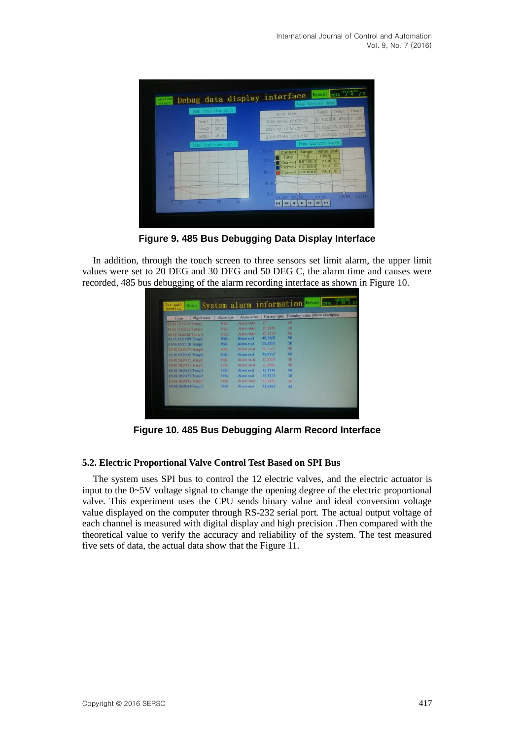Figure 9. 485 Bus Debugging Data Display Interface

In addition, through the touch screen to three sensors set limit alarm, the upper limit values were set to 20 DEG and 30 DEG and 50 DEG C, the alarm time and causes were recorded, 485 bus debugging of the alarm recording interface as shown in Figure 10.

Figure 10. 485 Bus Debugging Alarm Record Interface

### 5.2. Electric Proportional Valve Control Test Based on SPI Bus

The system uses SPI bus to control the 12 electric valves, and the electric actuator is input to the 0~5V voltage signal to change the opening degree of the electric proportional valve. This experiment uses the CPU sends binary value and ideal conversion voltage value displayed on the computer through RS-232 serial port. The actual output voltage of each channel is measured with digital display and high precision .Then compared with the theoretical value to verify the accuracy and reliability of the system. The test measured five sets of data, the actual data show that the Figure 11.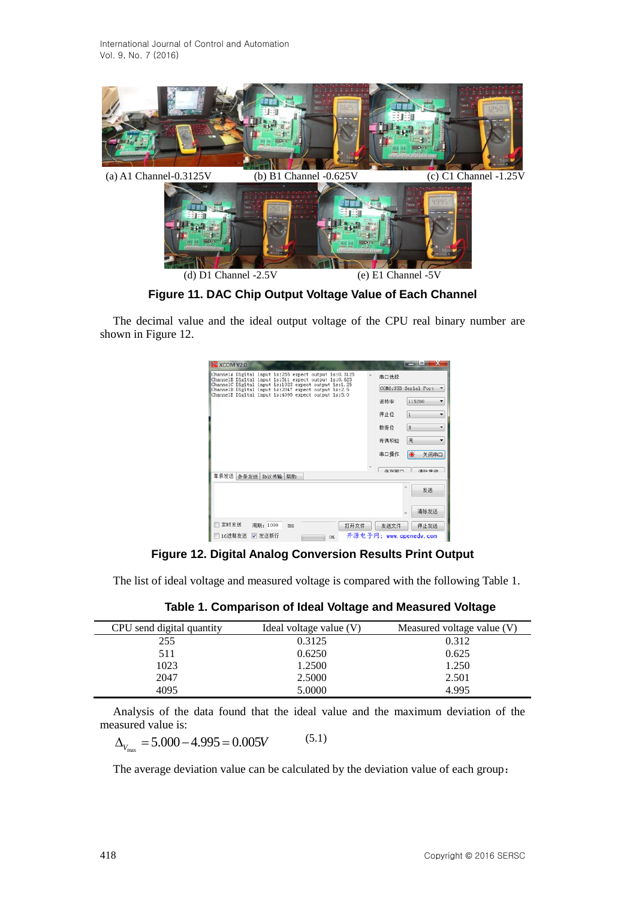(a) A1 Channel-0.3125V (b) B1 Channel -0.625V (c) C1 Channel -1.25V

(d) D1 Channel -2.5V (e) E1 Channel -5V

**Figure 11. DAC Chip Output Voltage Value of Each Channel**

The decimal value and the ideal output voltage of the CPU real binary number are shown in Figure 12.

**Figure 12. Digital Analog Conversion Results Print Output**

The list of ideal voltage and measured voltage is compared with the following Table 1.

**Table 1. Comparison of Ideal Voltage and Measured Voltage**

| CPU send digital quantity | Ideal voltage value (V) | Measured voltage value (V) |
| --- | --- | --- |
| 255 | 0.3125 | 0.312 |
| 511 | 0.6250 | 0.625 |
| 1023 | 1.2500 | 1.250 |
| 2047 | 2.5000 | 2.501 |
| 4095 | 5.0000 | 4.995 |

Analysis of the data found that the ideal value and the maximum deviation of the measured value is:

$$\Delta_{V_{\max}} = 5.000 - 4.995 = 0.005V \qquad (5.1)$$

The average deviation value can be calculated by the deviation value of each group：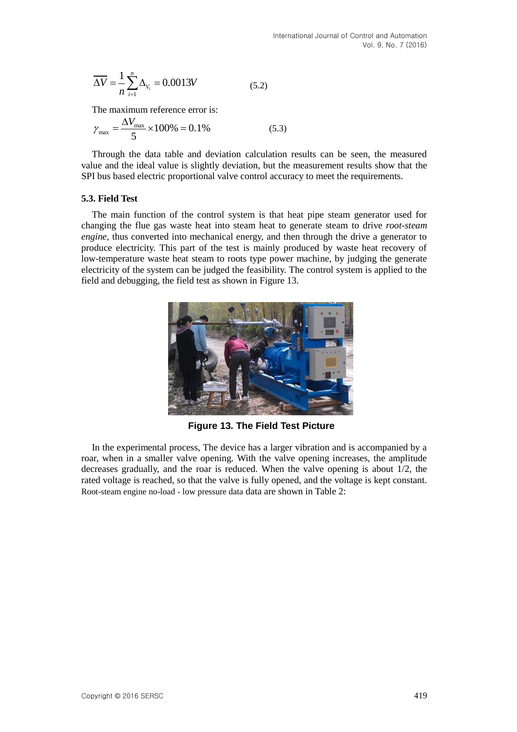$$\overline{\Delta V} = \frac{1}{n}\sum_{i=1}^{n}\Delta_{V_i} = 0.0013V \tag{5.2}$$

The maximum reference error is:

$$\gamma_{\max} = \frac{\Delta V_{\max}}{5} \times 100\% = 0.1\% \tag{5.3}$$

Through the data table and deviation calculation results can be seen, the measured value and the ideal value is slightly deviation, but the measurement results show that the SPI bus based electric proportional valve control accuracy to meet the requirements.

### 5.3. Field Test

The main function of the control system is that heat pipe steam generator used for changing the flue gas waste heat into steam heat to generate steam to drive *root-steam engine*, thus converted into mechanical energy, and then through the drive a generator to produce electricity. This part of the test is mainly produced by waste heat recovery of low-temperature waste heat steam to roots type power machine, by judging the generate electricity of the system can be judged the feasibility. The control system is applied to the field and debugging, the field test as shown in Figure 13.

**Figure 13. The Field Test Picture**

In the experimental process, The device has a larger vibration and is accompanied by a roar, when in a smaller valve opening. With the valve opening increases, the amplitude decreases gradually, and the roar is reduced. When the valve opening is about 1/2, the rated voltage is reached, so that the valve is fully opened, and the voltage is kept constant. Root-steam engine no-load - low pressure data data are shown in Table 2: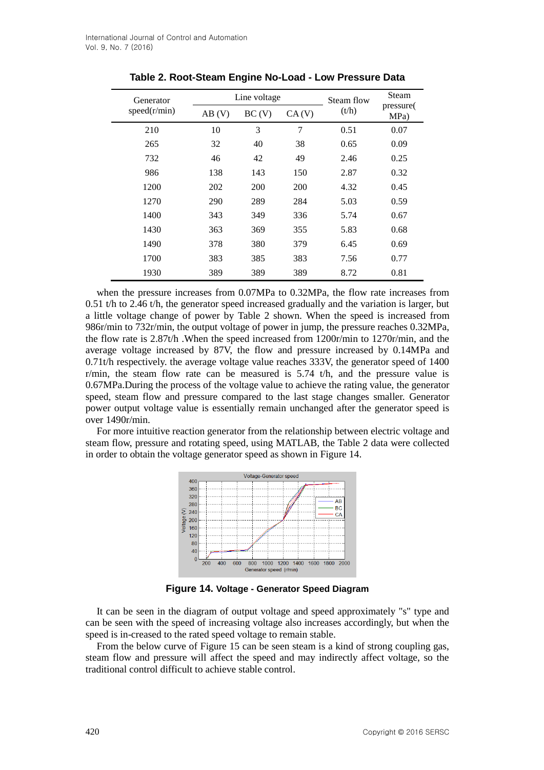**Table 2. Root-Steam Engine No-Load - Low Pressure Data**

| Generator speed(r/min) | Line voltage | | | Steam flow (t/h) | Steam pressure( MPa) |
|---|---|---|---|---|---|
| | AB (V) | BC (V) | CA (V) | | |
| 210 | 10 | 3 | 7 | 0.51 | 0.07 |
| 265 | 32 | 40 | 38 | 0.65 | 0.09 |
| 732 | 46 | 42 | 49 | 2.46 | 0.25 |
| 986 | 138 | 143 | 150 | 2.87 | 0.32 |
| 1200 | 202 | 200 | 200 | 4.32 | 0.45 |
| 1270 | 290 | 289 | 284 | 5.03 | 0.59 |
| 1400 | 343 | 349 | 336 | 5.74 | 0.67 |
| 1430 | 363 | 369 | 355 | 5.83 | 0.68 |
| 1490 | 378 | 380 | 379 | 6.45 | 0.69 |
| 1700 | 383 | 385 | 383 | 7.56 | 0.77 |
| 1930 | 389 | 389 | 389 | 8.72 | 0.81 |

when the pressure increases from 0.07MPa to 0.32MPa, the flow rate increases from 0.51 t/h to 2.46 t/h, the generator speed increased gradually and the variation is larger, but a little voltage change of power by Table 2 shown. When the speed is increased from 986r/min to 732r/min, the output voltage of power in jump, the pressure reaches 0.32MPa, the flow rate is 2.87t/h .When the speed increased from 1200r/min to 1270r/min, and the average voltage increased by 87V, the flow and pressure increased by 0.14MPa and 0.71t/h respectively. the average voltage value reaches 333V, the generator speed of 1400 r/min, the steam flow rate can be measured is 5.74 t/h, and the pressure value is 0.67MPa.During the process of the voltage value to achieve the rating value, the generator speed, steam flow and pressure compared to the last stage changes smaller. Generator power output voltage value is essentially remain unchanged after the generator speed is over 1490r/min.

For more intuitive reaction generator from the relationship between electric voltage and steam flow, pressure and rotating speed, using MATLAB, the Table 2 data were collected in order to obtain the voltage generator speed as shown in Figure 14.

**Figure 14. Voltage - Generator Speed Diagram**

It can be seen in the diagram of output voltage and speed approximately "s" type and can be seen with the speed of increasing voltage also increases accordingly, but when the speed is in-creased to the rated speed voltage to remain stable.

From the below curve of Figure 15 can be seen steam is a kind of strong coupling gas, steam flow and pressure will affect the speed and may indirectly affect voltage, so the traditional control difficult to achieve stable control.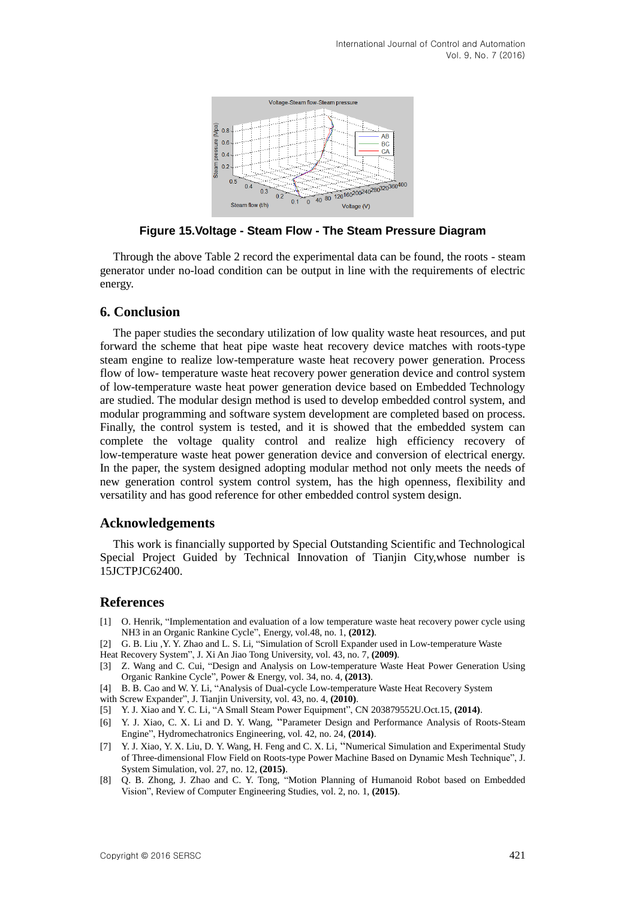**Figure 15.Voltage - Steam Flow - The Steam Pressure Diagram**

Through the above Table 2 record the experimental data can be found, the roots - steam generator under no-load condition can be output in line with the requirements of electric energy.

## 6. Conclusion

The paper studies the secondary utilization of low quality waste heat resources, and put forward the scheme that heat pipe waste heat recovery device matches with roots-type steam engine to realize low-temperature waste heat recovery power generation. Process flow of low- temperature waste heat recovery power generation device and control system of low-temperature waste heat power generation device based on Embedded Technology are studied. The modular design method is used to develop embedded control system, and modular programming and software system development are completed based on process. Finally, the control system is tested, and it is showed that the embedded system can complete the voltage quality control and realize high efficiency recovery of low-temperature waste heat power generation device and conversion of electrical energy. In the paper, the system designed adopting modular method not only meets the needs of new generation control system control system, has the high openness, flexibility and versatility and has good reference for other embedded control system design.

## Acknowledgements

This work is financially supported by Special Outstanding Scientific and Technological Special Project Guided by Technical Innovation of Tianjin City,whose number is 15JCTPJC62400.

## References

[1] O. Henrik, "Implementation and evaluation of a low temperature waste heat recovery power cycle using NH3 in an Organic Rankine Cycle", Energy, vol.48, no. 1, **(2012)**.

[2] G. B. Liu ,Y. Y. Zhao and L. S. Li, "Simulation of Scroll Expander used in Low-temperature Waste Heat Recovery System", J. Xi An Jiao Tong University, vol. 43, no. 7, **(2009)**.

[3] Z. Wang and C. Cui, "Design and Analysis on Low-temperature Waste Heat Power Generation Using Organic Rankine Cycle", Power & Energy, vol. 34, no. 4, **(2013)**.

[4] B. B. Cao and W. Y. Li, "Analysis of Dual-cycle Low-temperature Waste Heat Recovery System with Screw Expander", J. Tianjin University, vol. 43, no. 4, **(2010)**.

[5] Y. J. Xiao and Y. C. Li, "A Small Steam Power Equipment", CN 203879552U.Oct.15, **(2014)**.

[6] Y. J. Xiao, C. X. Li and D. Y. Wang, "Parameter Design and Performance Analysis of Roots-Steam Engine", Hydromechatronics Engineering, vol. 42, no. 24, **(2014)**.

[7] Y. J. Xiao, Y. X. Liu, D. Y. Wang, H. Feng and C. X. Li, "Numerical Simulation and Experimental Study of Three-dimensional Flow Field on Roots-type Power Machine Based on Dynamic Mesh Technique", J. System Simulation, vol. 27, no. 12, **(2015)**.

[8] Q. B. Zhong, J. Zhao and C. Y. Tong, "Motion Planning of Humanoid Robot based on Embedded Vision", Review of Computer Engineering Studies, vol. 2, no. 1, **(2015)**.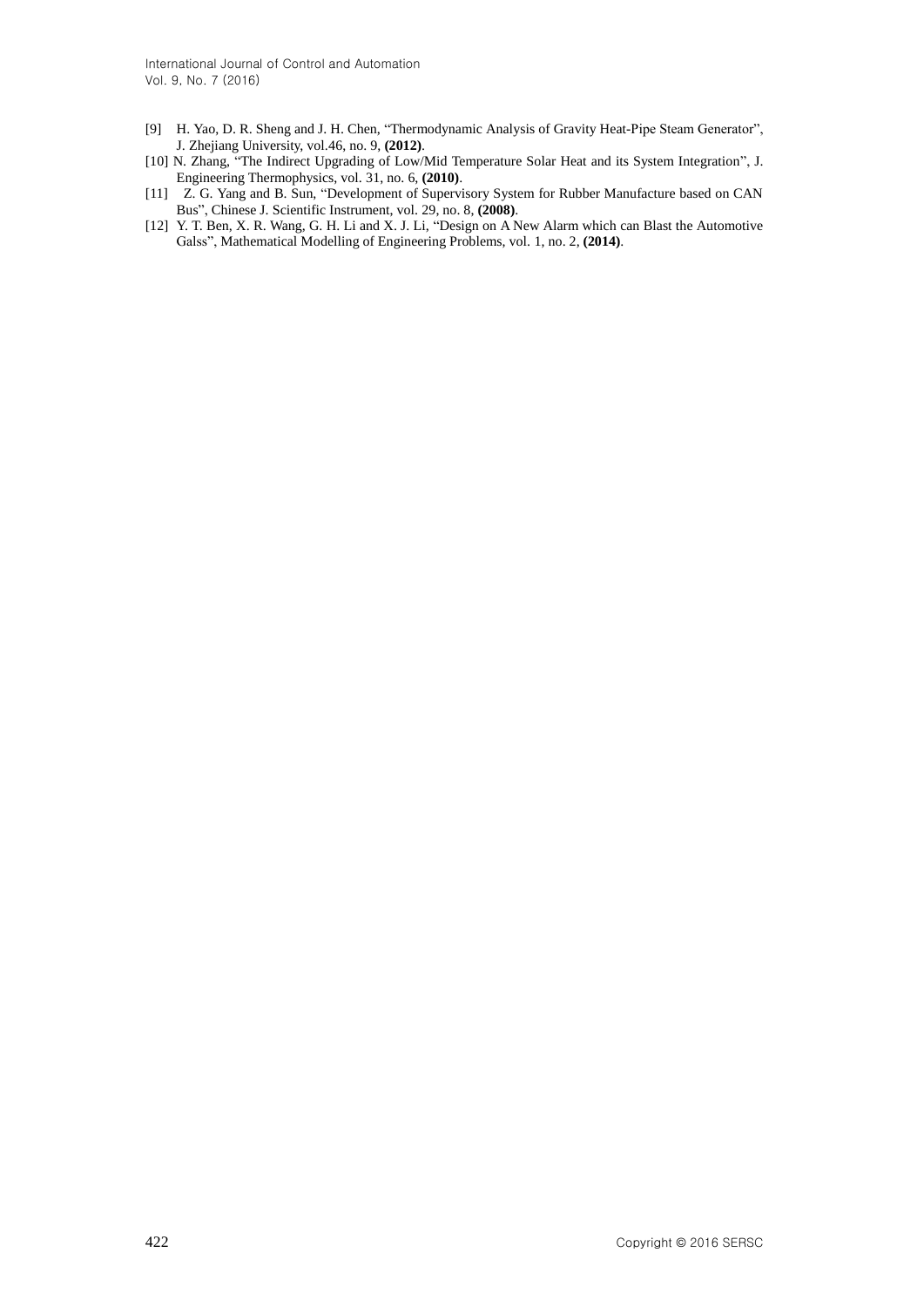[9] H. Yao, D. R. Sheng and J. H. Chen, "Thermodynamic Analysis of Gravity Heat-Pipe Steam Generator", J. Zhejiang University, vol.46, no. 9, **(2012)**.

[10] N. Zhang, "The Indirect Upgrading of Low/Mid Temperature Solar Heat and its System Integration", J. Engineering Thermophysics, vol. 31, no. 6, **(2010)**.

[11] Z. G. Yang and B. Sun, "Development of Supervisory System for Rubber Manufacture based on CAN Bus", Chinese J. Scientific Instrument, vol. 29, no. 8, **(2008)**.

[12] Y. T. Ben, X. R. Wang, G. H. Li and X. J. Li, "Design on A New Alarm which can Blast the Automotive Galss", Mathematical Modelling of Engineering Problems, vol. 1, no. 2, **(2014)**.